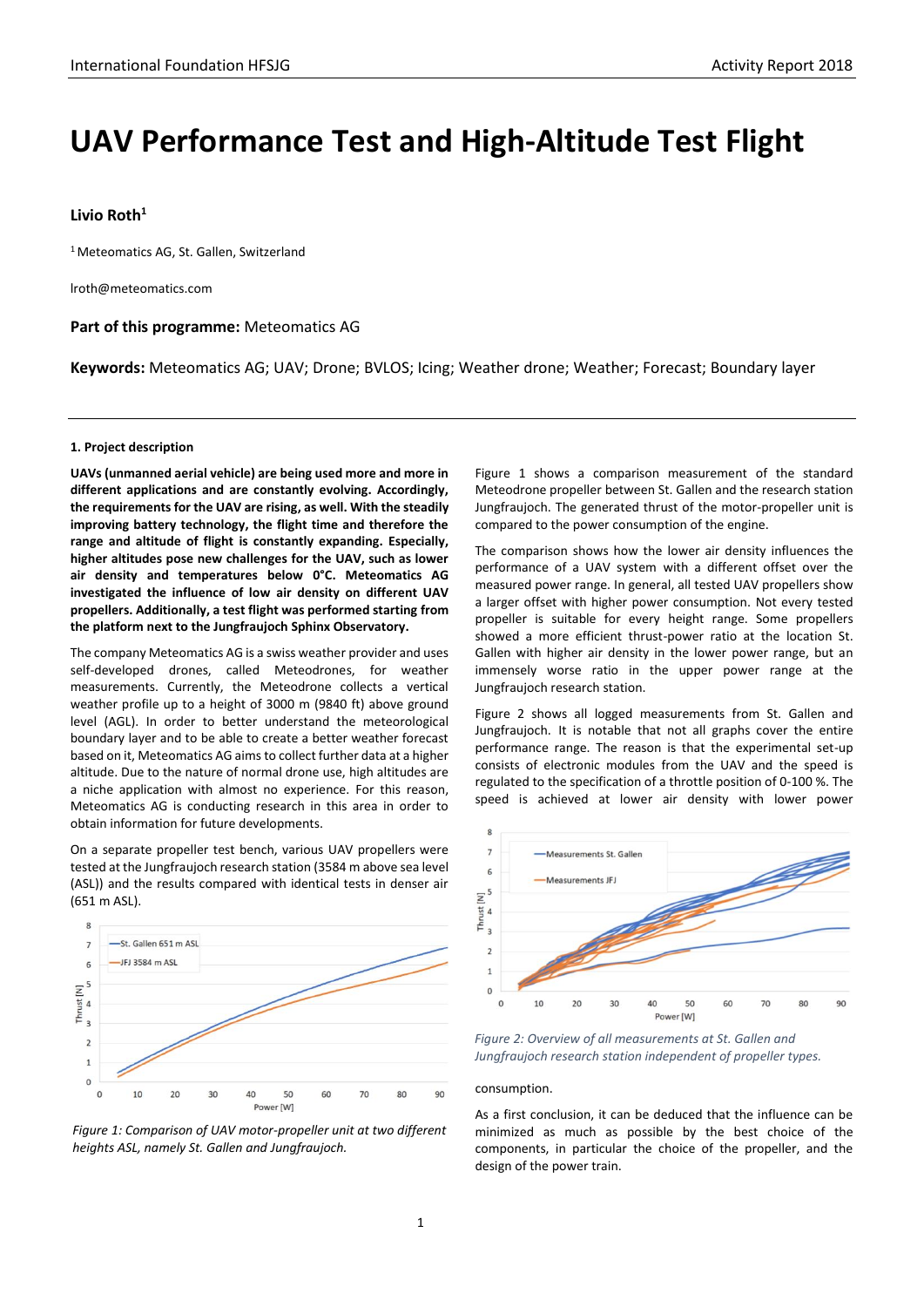# UAV Performance Test and High-Altitude Test Flight

**Livio Roth**[1]

[1] Meteomatics AG, St. Gallen, Switzerland

lroth@meteomatics.com

**Part of this programme:** Meteomatics AG

**Keywords:** Meteomatics AG; UAV; Drone; BVLOS; Icing; Weather drone; Weather; Forecast; Boundary layer

#### 1. Project description

**UAVs (unmanned aerial vehicle) are being used more and more in different applications and are constantly evolving. Accordingly, the requirements for the UAV are rising, as well. With the steadily improving battery technology, the flight time and therefore the range and altitude of flight is constantly expanding. Especially, higher altitudes pose new challenges for the UAV, such as lower air density and temperatures below 0°C. Meteomatics AG investigated the influence of low air density on different UAV propellers. Additionally, a test flight was performed starting from the platform next to the Jungfraujoch Sphinx Observatory.**

The company Meteomatics AG is a swiss weather provider and uses self-developed drones, called Meteodrones, for weather measurements. Currently, the Meteodrone collects a vertical weather profile up to a height of 3000 m (9840 ft) above ground level (AGL). In order to better understand the meteorological boundary layer and to be able to create a better weather forecast based on it, Meteomatics AG aims to collect further data at a higher altitude. Due to the nature of normal drone use, high altitudes are a niche application with almost no experience. For this reason, Meteomatics AG is conducting research in this area in order to obtain information for future developments.

On a separate propeller test bench, various UAV propellers were tested at the Jungfraujoch research station (3584 m above sea level (ASL)) and the results compared with identical tests in denser air (651 m ASL).

*Figure 1: Comparison of UAV motor-propeller unit at two different heights ASL, namely St. Gallen and Jungfraujoch.*

Figure 1 shows a comparison measurement of the standard Meteodrone propeller between St. Gallen and the research station Jungfraujoch. The generated thrust of the motor-propeller unit is compared to the power consumption of the engine.

The comparison shows how the lower air density influences the performance of a UAV system with a different offset over the measured power range. In general, all tested UAV propellers show a larger offset with higher power consumption. Not every tested propeller is suitable for every height range. Some propellers showed a more efficient thrust-power ratio at the location St. Gallen with higher air density in the lower power range, but an immensely worse ratio in the upper power range at the Jungfraujoch research station.

Figure 2 shows all logged measurements from St. Gallen and Jungfraujoch. It is notable that not all graphs cover the entire performance range. The reason is that the experimental set-up consists of electronic modules from the UAV and the speed is regulated to the specification of a throttle position of 0-100 %. The speed is achieved at lower air density with lower power consumption.

*Figure 2: Overview of all measurements at St. Gallen and Jungfraujoch research station independent of propeller types.*

As a first conclusion, it can be deduced that the influence can be minimized as much as possible by the best choice of the components, in particular the choice of the propeller, and the design of the power train.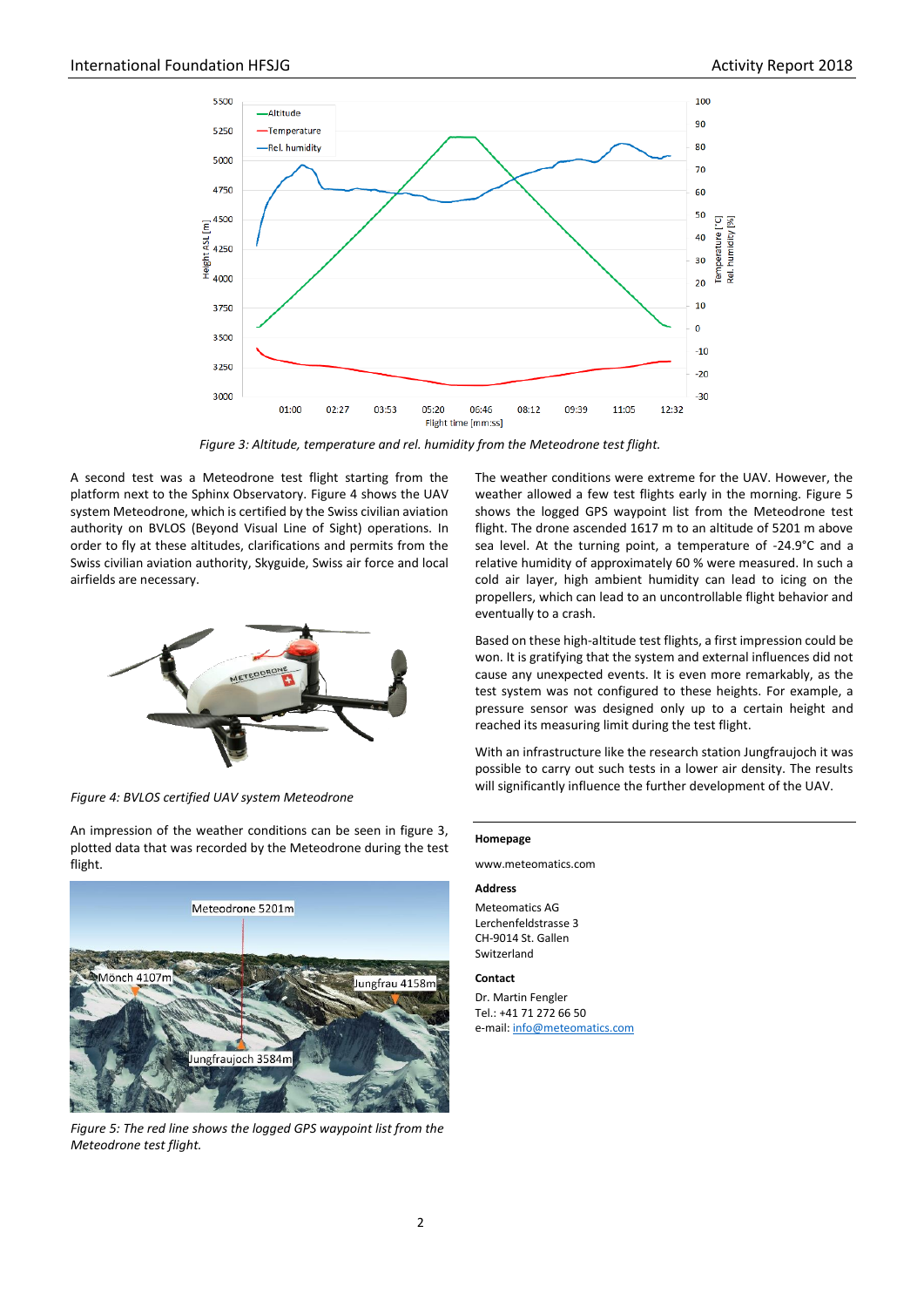5500
5250
5000
4750
4500
4250
4000
3750
3500
3250
3000

Height ASL [m]

100
90
80
70
60
50
40
30
20
10
0
-10
-20
-30

Temperature [°C]
Rel. humidity [%]

Altitude
Temperature
Rel. humidity

01:00
02:27
03:53
05:20
06:46
08:12
09:39
11:05
12:32

Flight time [mm:ss]

*Figure 3: Altitude, temperature and rel. humidity from the Meteodrone test flight.*

A second test was a Meteodrone test flight starting from the platform next to the Sphinx Observatory. Figure 4 shows the UAV system Meteodrone, which is certified by the Swiss civilian aviation authority on BVLOS (Beyond Visual Line of Sight) operations. In order to fly at these altitudes, clarifications and permits from the Swiss civilian aviation authority, Skyguide, Swiss air force and local airfields are necessary.

*Figure 4: BVLOS certified UAV system Meteodrone*

An impression of the weather conditions can be seen in figure 3, plotted data that was recorded by the Meteodrone during the test flight.

Meteodrone 5201m
Mönch 4107m
Jungfrau 4158m
Jungfraujoch 3584m

*Figure 5: The red line shows the logged GPS waypoint list from the Meteodrone test flight.*

The weather conditions were extreme for the UAV. However, the weather allowed a few test flights early in the morning. Figure 5 shows the logged GPS waypoint list from the Meteodrone test flight. The drone ascended 1617 m to an altitude of 5201 m above sea level. At the turning point, a temperature of -24.9°C and a relative humidity of approximately 60 % were measured. In such a cold air layer, high ambient humidity can lead to icing on the propellers, which can lead to an uncontrollable flight behavior and eventually to a crash.

Based on these high-altitude test flights, a first impression could be won. It is gratifying that the system and external influences did not cause any unexpected events. It is even more remarkably, as the test system was not configured to these heights. For example, a pressure sensor was designed only up to a certain height and reached its measuring limit during the test flight.

With an infrastructure like the research station Jungfraujoch it was possible to carry out such tests in a lower air density. The results will significantly influence the further development of the UAV.

**Homepage**

www.meteomatics.com

**Address**

Meteomatics AG
Lerchenfeldstrasse 3
CH-9014 St. Gallen
Switzerland

**Contact**

Dr. Martin Fengler
Tel.: +41 71 272 66 50
e-mail: info@meteomatics.com